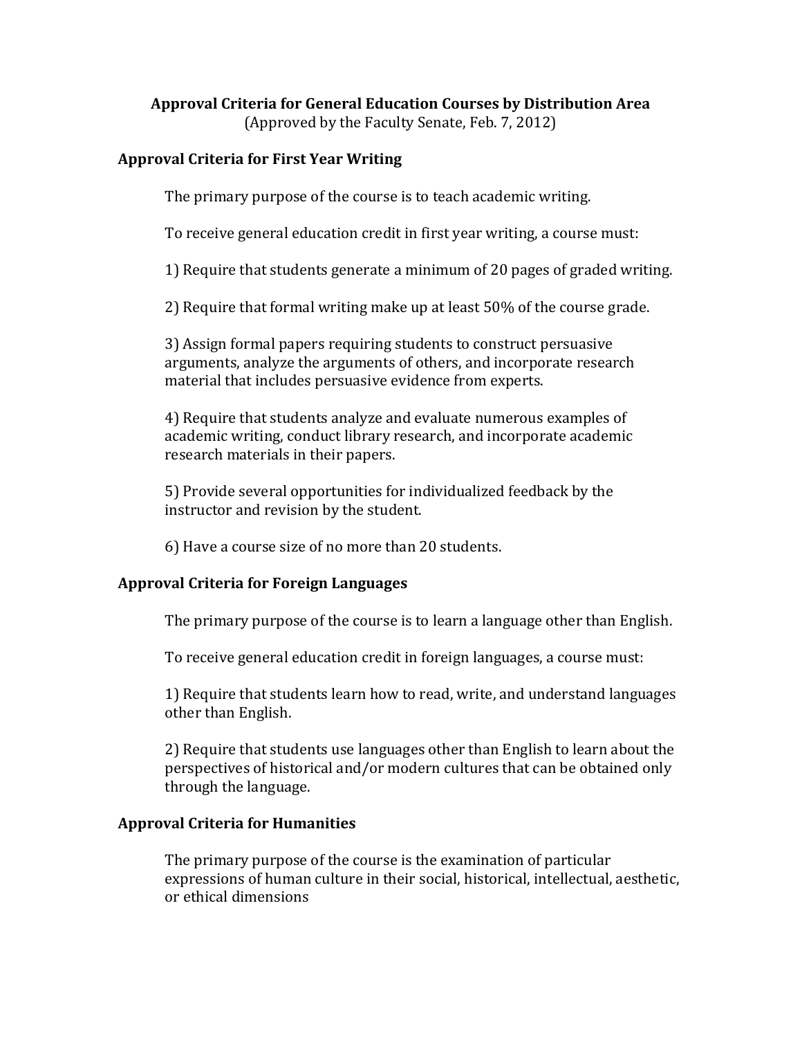# Approval Criteria for General Education Courses by Distribution Area

(Approved by the Faculty Senate, Feb. 7, 2012)

## Approval Criteria for First Year Writing

The primary purpose of the course is to teach academic writing.

To receive general education credit in first year writing, a course must:

1) Require that students generate a minimum of 20 pages of graded writing.

2) Require that formal writing make up at least 50% of the course grade.

3) Assign formal papers requiring students to construct persuasive arguments, analyze the arguments of others, and incorporate research material that includes persuasive evidence from experts.

4) Require that students analyze and evaluate numerous examples of academic writing, conduct library research, and incorporate academic research materials in their papers.

5) Provide several opportunities for individualized feedback by the instructor and revision by the student.

6) Have a course size of no more than 20 students.

## Approval Criteria for Foreign Languages

The primary purpose of the course is to learn a language other than English.

To receive general education credit in foreign languages, a course must:

1) Require that students learn how to read, write, and understand languages other than English.

2) Require that students use languages other than English to learn about the perspectives of historical and/or modern cultures that can be obtained only through the language.

## Approval Criteria for Humanities

The primary purpose of the course is the examination of particular expressions of human culture in their social, historical, intellectual, aesthetic, or ethical dimensions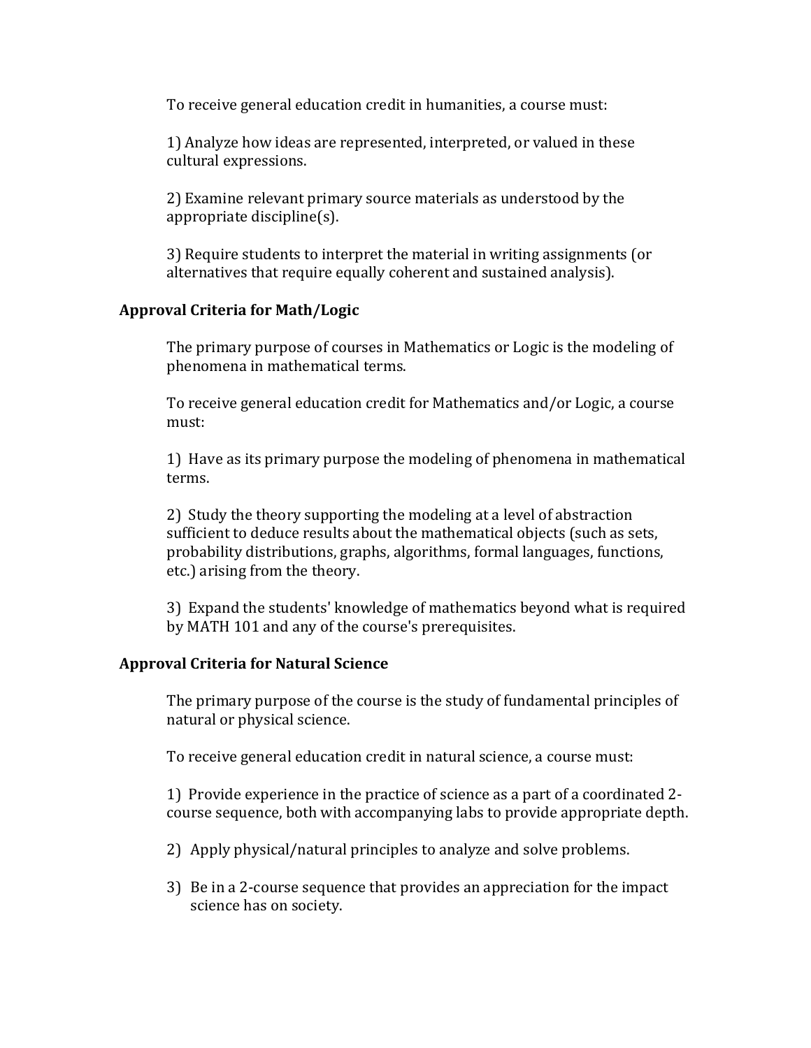To receive general education credit in humanities, a course must:

1) Analyze how ideas are represented, interpreted, or valued in these cultural expressions.

2) Examine relevant primary source materials as understood by the appropriate discipline(s).

3) Require students to interpret the material in writing assignments (or alternatives that require equally coherent and sustained analysis).

**Approval Criteria for Math/Logic**

The primary purpose of courses in Mathematics or Logic is the modeling of phenomena in mathematical terms.

To receive general education credit for Mathematics and/or Logic, a course must:

1) Have as its primary purpose the modeling of phenomena in mathematical terms.

2) Study the theory supporting the modeling at a level of abstraction sufficient to deduce results about the mathematical objects (such as sets, probability distributions, graphs, algorithms, formal languages, functions, etc.) arising from the theory.

3) Expand the students' knowledge of mathematics beyond what is required by MATH 101 and any of the course's prerequisites.

**Approval Criteria for Natural Science**

The primary purpose of the course is the study of fundamental principles of natural or physical science.

To receive general education credit in natural science, a course must:

1) Provide experience in the practice of science as a part of a coordinated 2-course sequence, both with accompanying labs to provide appropriate depth.

2) Apply physical/natural principles to analyze and solve problems.

3) Be in a 2-course sequence that provides an appreciation for the impact science has on society.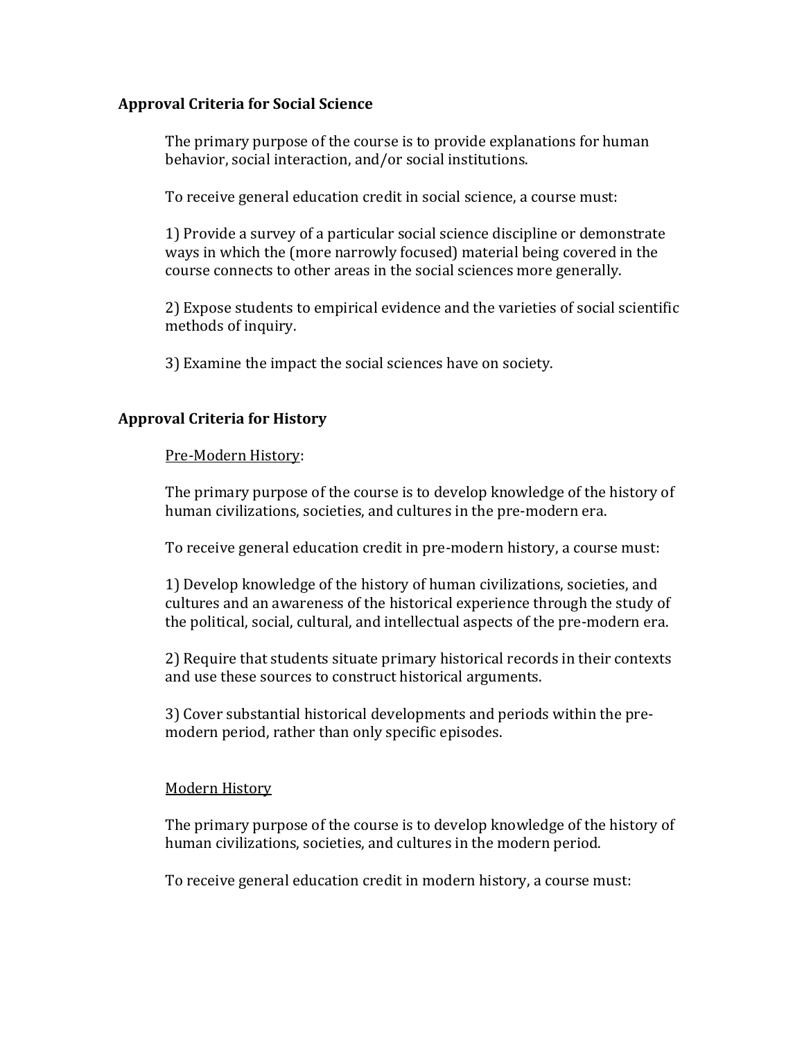## Approval Criteria for Social Science

The primary purpose of the course is to provide explanations for human behavior, social interaction, and/or social institutions.

To receive general education credit in social science, a course must:

1) Provide a survey of a particular social science discipline or demonstrate ways in which the (more narrowly focused) material being covered in the course connects to other areas in the social sciences more generally.

2) Expose students to empirical evidence and the varieties of social scientific methods of inquiry.

3) Examine the impact the social sciences have on society.

## Approval Criteria for History

### Pre-Modern History:

The primary purpose of the course is to develop knowledge of the history of human civilizations, societies, and cultures in the pre-modern era.

To receive general education credit in pre-modern history, a course must:

1) Develop knowledge of the history of human civilizations, societies, and cultures and an awareness of the historical experience through the study of the political, social, cultural, and intellectual aspects of the pre-modern era.

2) Require that students situate primary historical records in their contexts and use these sources to construct historical arguments.

3) Cover substantial historical developments and periods within the pre-modern period, rather than only specific episodes.

### Modern History

The primary purpose of the course is to develop knowledge of the history of human civilizations, societies, and cultures in the modern period.

To receive general education credit in modern history, a course must: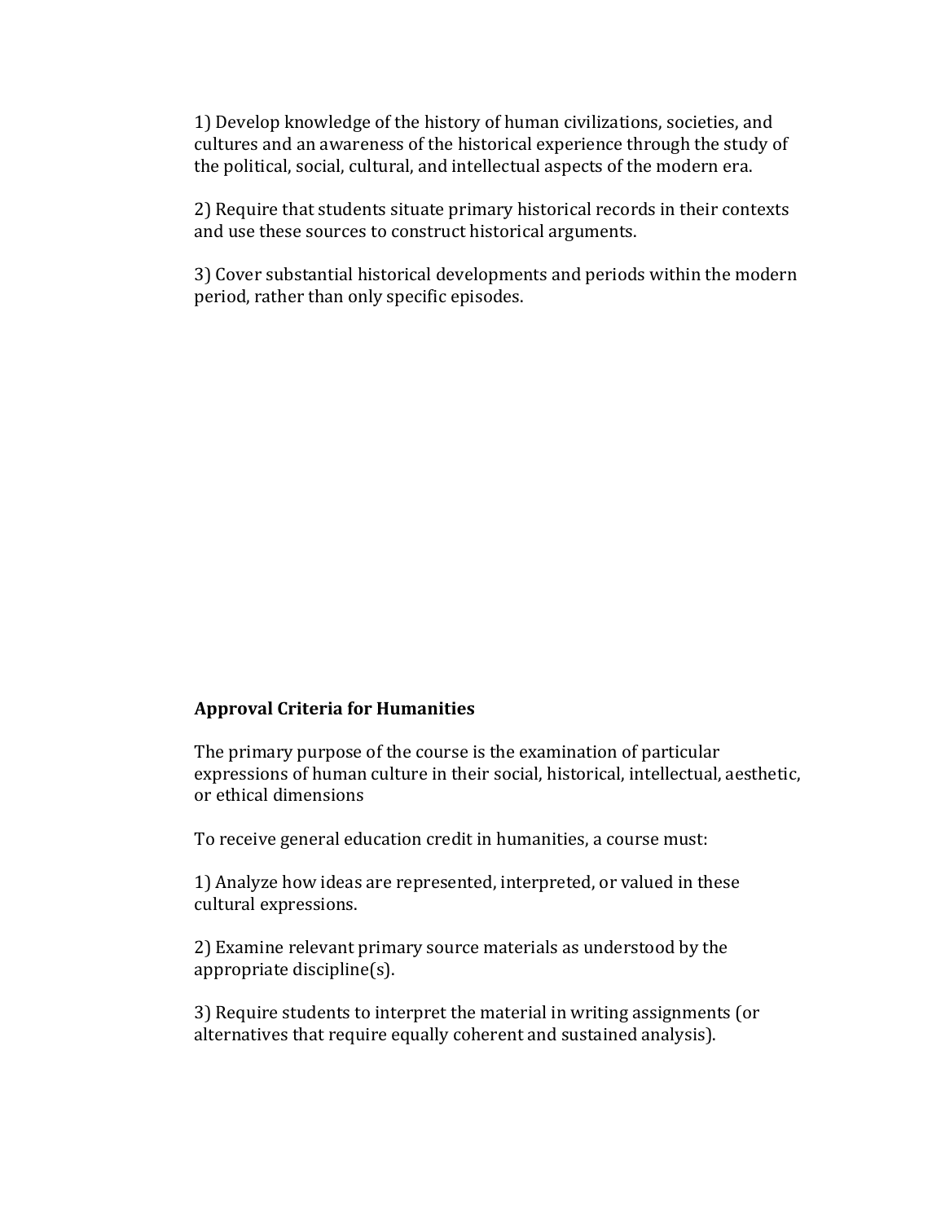1) Develop knowledge of the history of human civilizations, societies, and cultures and an awareness of the historical experience through the study of the political, social, cultural, and intellectual aspects of the modern era.

2) Require that students situate primary historical records in their contexts and use these sources to construct historical arguments.

3) Cover substantial historical developments and periods within the modern period, rather than only specific episodes.

**Approval Criteria for Humanities**

The primary purpose of the course is the examination of particular expressions of human culture in their social, historical, intellectual, aesthetic, or ethical dimensions

To receive general education credit in humanities, a course must:

1) Analyze how ideas are represented, interpreted, or valued in these cultural expressions.

2) Examine relevant primary source materials as understood by the appropriate discipline(s).

3) Require students to interpret the material in writing assignments (or alternatives that require equally coherent and sustained analysis).